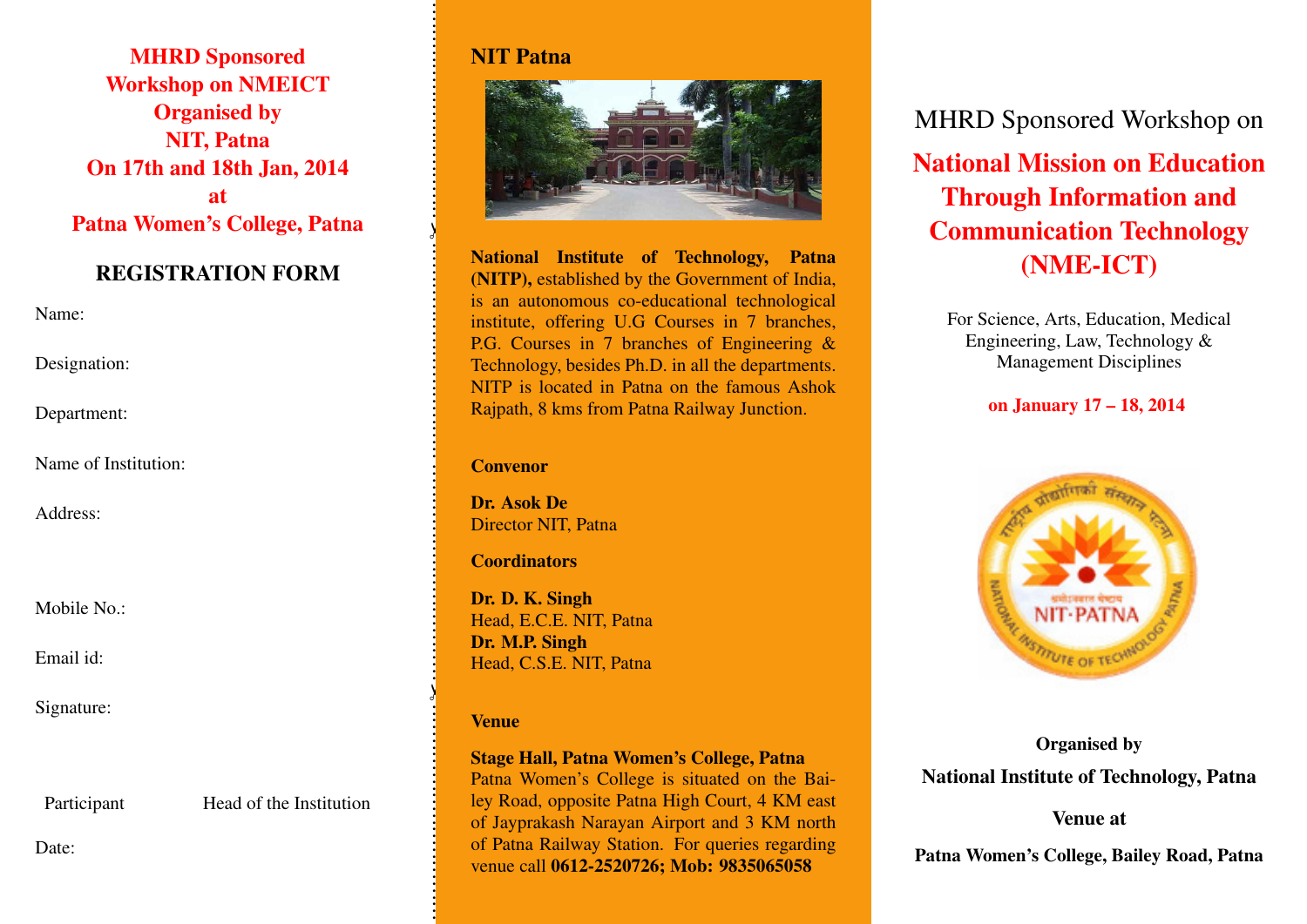**MHRD Sponsored Workshop on NMEICT Organised by NIT, Patna On 17th and 18th Jan, 2014 at Patna Women's College, Patna**

## REGISTRATION FORM

Name:

Designation:

Department:

Name of Institution:

Address:

Mobile No.:

Email id:

Signature:

Participant Head of the Institution

Date:

## NIT Patna

**National Institute of Technology, Patna (NITP),** established by the Government of India, is an autonomous co-educational technological institute, offering U.G Courses in 7 branches, P.G. Courses in 7 branches of Engineering & Technology, besides Ph.D. in all the departments. NITP is located in Patna on the famous Ashok Rajpath, 8 kms from Patna Railway Junction.

**Convenor**

**Dr. Asok De**
Director NIT, Patna

**Coordinators**

**Dr. D. K. Singh**
Head, E.C.E. NIT, Patna
**Dr. M.P. Singh**
Head, C.S.E. NIT, Patna

**Venue**

**Stage Hall, Patna Women's College, Patna**
Patna Women's College is situated on the Bailey Road, opposite Patna High Court, 4 KM east of Jayprakash Narayan Airport and 3 KM north of Patna Railway Station. For queries regarding venue call **0612-2520726; Mob: 9835065058**

MHRD Sponsored Workshop on

# National Mission on Education Through Information and Communication Technology (NME-ICT)

For Science, Arts, Education, Medical Engineering, Law, Technology & Management Disciplines

**on January 17 – 18, 2014**

**Organised by**

**National Institute of Technology, Patna**

**Venue at**

**Patna Women's College, Bailey Road, Patna**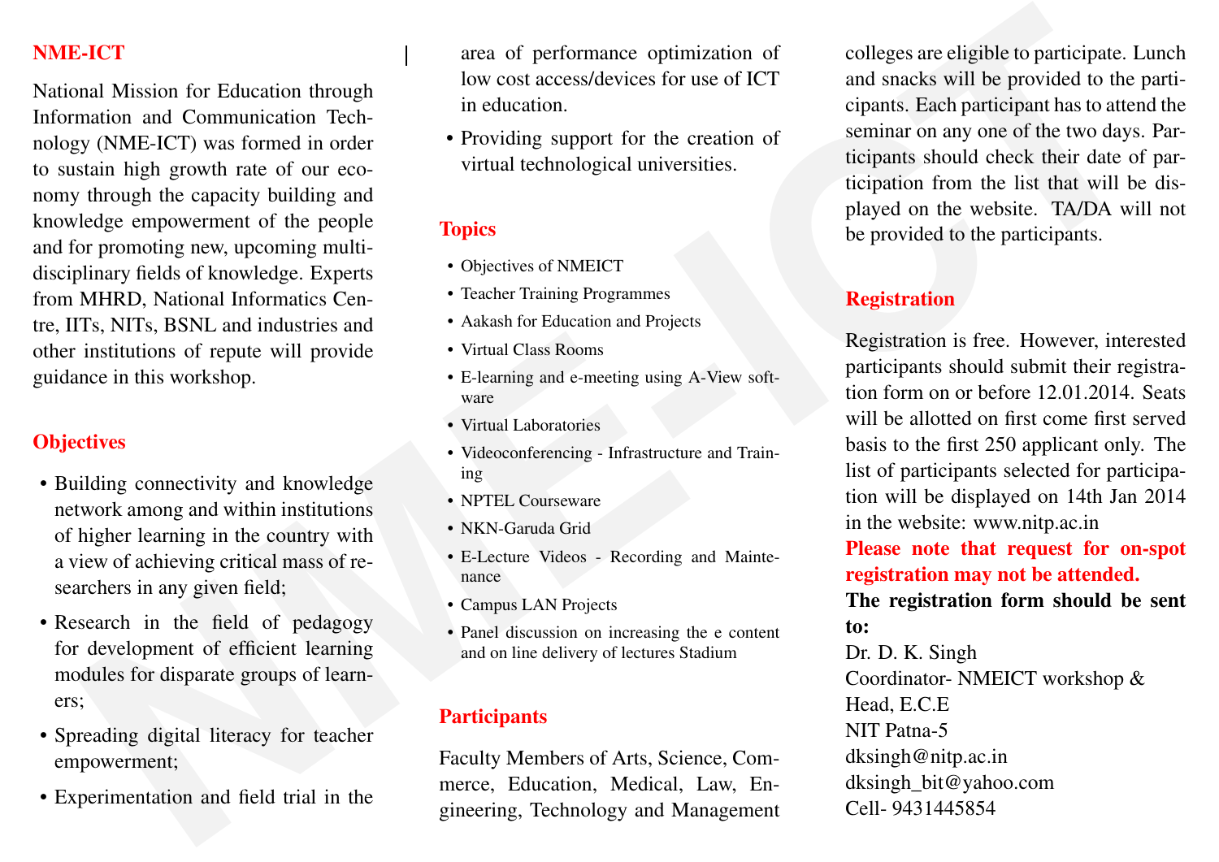## NME-ICT

National Mission for Education through Information and Communication Technology (NME-ICT) was formed in order to sustain high growth rate of our economy through the capacity building and knowledge empowerment of the people and for promoting new, upcoming multidisciplinary fields of knowledge. Experts from MHRD, National Informatics Centre, IITs, NITs, BSNL and industries and other institutions of repute will provide guidance in this workshop.

## Objectives

- Building connectivity and knowledge network among and within institutions of higher learning in the country with a view of achieving critical mass of researchers in any given field;
- Research in the field of pedagogy for development of efficient learning modules for disparate groups of learners;
- Spreading digital literacy for teacher empowerment;
- Experimentation and field trial in the area of performance optimization of low cost access/devices for use of ICT in education.
- Providing support for the creation of virtual technological universities.

## Topics

- Objectives of NMEICT
- Teacher Training Programmes
- Aakash for Education and Projects
- Virtual Class Rooms
- E-learning and e-meeting using A-View software
- Virtual Laboratories
- Videoconferencing - Infrastructure and Training
- NPTEL Courseware
- NKN-Garuda Grid
- E-Lecture Videos - Recording and Maintenance
- Campus LAN Projects
- Panel discussion on increasing the e content and on line delivery of lectures Stadium

## Participants

Faculty Members of Arts, Science, Commerce, Education, Medical, Law, Engineering, Technology and Management colleges are eligible to participate. Lunch and snacks will be provided to the participants. Each participant has to attend the seminar on any one of the two days. Participants should check their date of participation from the list that will be displayed on the website. TA/DA will not be provided to the participants.

## Registration

Registration is free. However, interested participants should submit their registration form on or before 12.01.2014. Seats will be allotted on first come first served basis to the first 250 applicant only. The list of participants selected for participation will be displayed on 14th Jan 2014 in the website: www.nitp.ac.in

**Please note that request for on-spot registration may not be attended.**

**The registration form should be sent to:**

Dr. D. K. Singh
Coordinator- NMEICT workshop &
Head, E.C.E
NIT Patna-5
dksingh@nitp.ac.in
dksingh_bit@yahoo.com
Cell- 9431445854